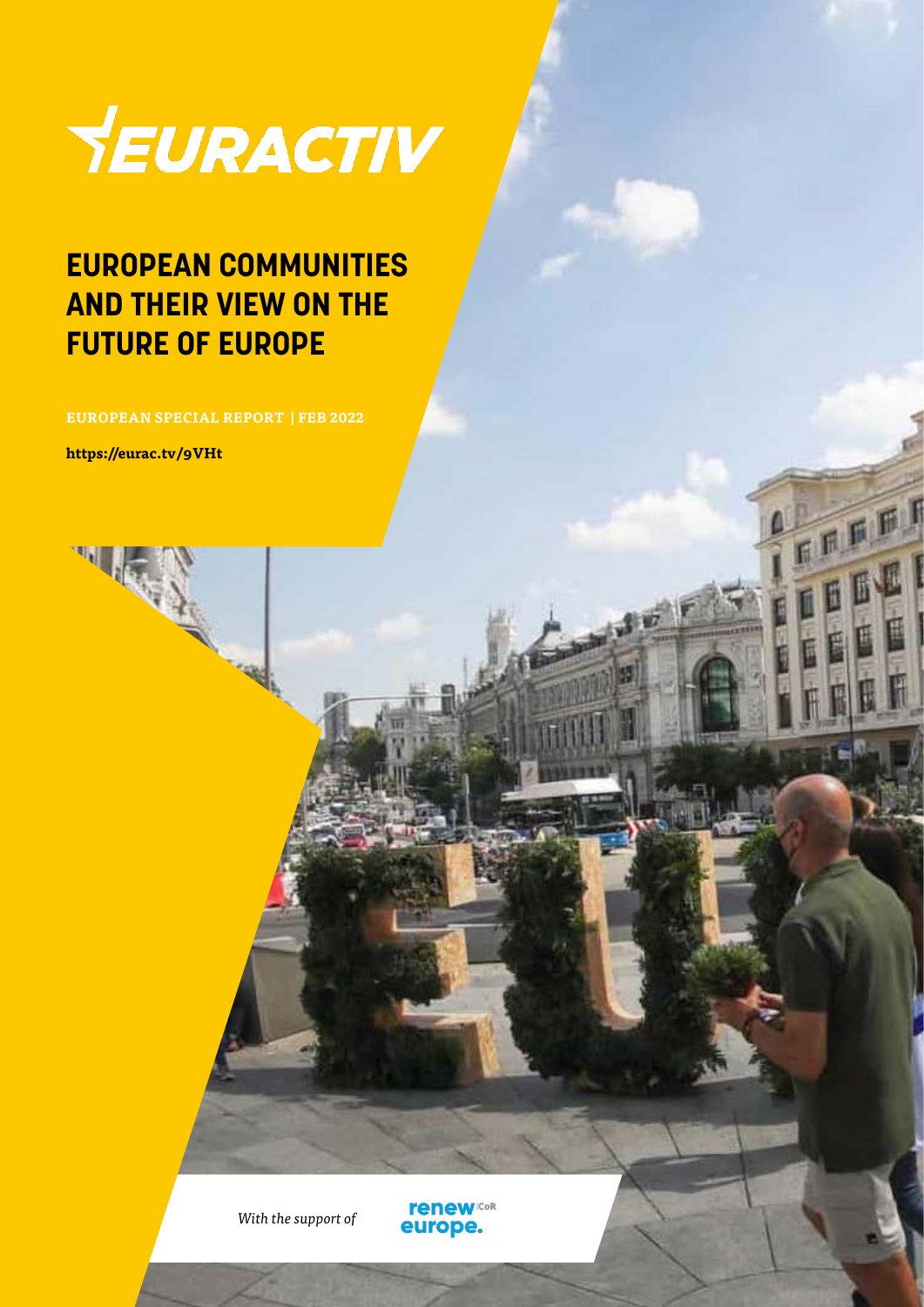EURACTIV

# EUROPEAN COMMUNITIES AND THEIR VIEW ON THE FUTURE OF EUROPE

**EUROPEAN SPECIAL REPORT | FEB 2022**

**https://eurac.tv/9VHt**

*With the support of*

renew europe. CoR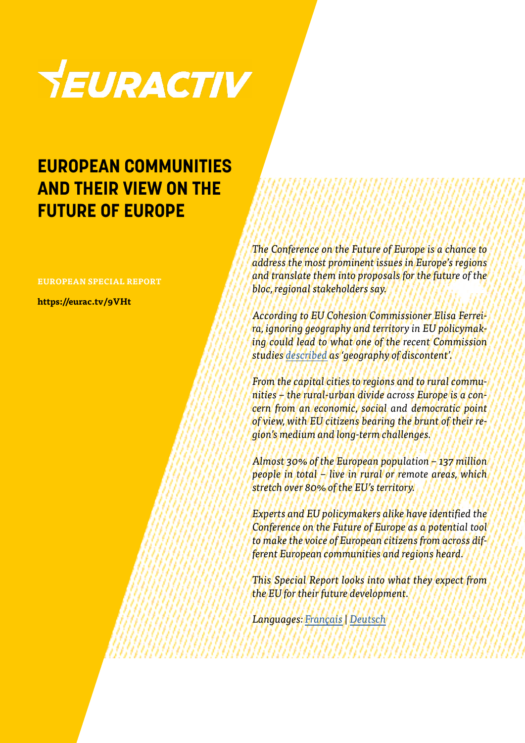EURACTIV

# EUROPEAN COMMUNITIES AND THEIR VIEW ON THE FUTURE OF EUROPE

**EUROPEAN SPECIAL REPORT**

**https://eurac.tv/9VHt**

*The Conference on the Future of Europe is a chance to address the most prominent issues in Europe's regions and translate them into proposals for the future of the bloc, regional stakeholders say.*

*According to EU Cohesion Commissioner Elisa Ferreira, ignoring geography and territory in EU policymaking could lead to what one of the recent Commission studies described as 'geography of discontent'.*

*From the capital cities to regions and to rural communities – the rural-urban divide across Europe is a concern from an economic, social and democratic point of view, with EU citizens bearing the brunt of their region's medium and long-term challenges.*

*Almost 30% of the European population – 137 million people in total – live in rural or remote areas, which stretch over 80% of the EU's territory.*

*Experts and EU policymakers alike have identified the Conference on the Future of Europe as a potential tool to make the voice of European citizens from across different European communities and regions heard.*

*This Special Report looks into what they expect from the EU for their future development.*

*Languages: Français | Deutsch*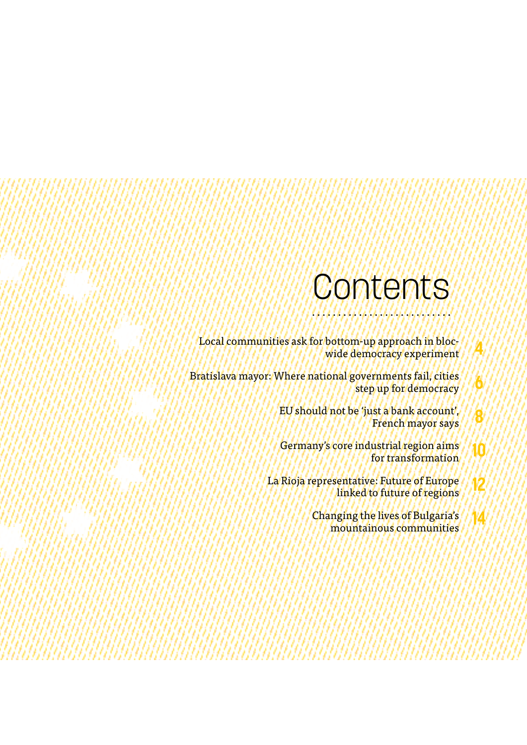# Contents

- Local communities ask for bottom-up approach in bloc-wide democracy experiment — 4
- Bratislava mayor: Where national governments fail, cities step up for democracy — 6
- EU should not be 'just a bank account', French mayor says — 8
- Germany's core industrial region aims for transformation — 10
- La Rioja representative: Future of Europe linked to future of regions — 12
- Changing the lives of Bulgaria's mountainous communities — 14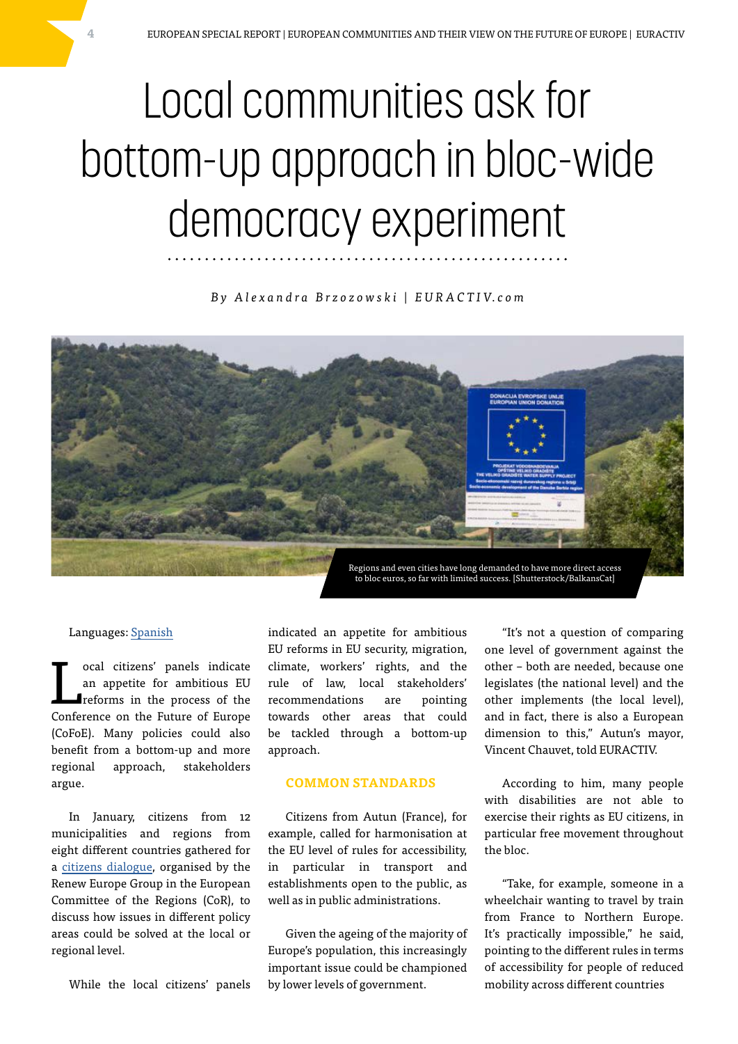# Local communities ask for bottom-up approach in bloc-wide democracy experiment

*By Alexandra Brzozowski | EURACTIV.com*

Regions and even cities have long demanded to have more direct access to bloc euros, so far with limited success. [Shutterstock/BalkansCat]

Languages: Spanish

Local citizens' panels indicate an appetite for ambitious EU reforms in the process of the Conference on the Future of Europe (CoFoE). Many policies could also benefit from a bottom-up and more regional approach, stakeholders argue.

In January, citizens from 12 municipalities and regions from eight different countries gathered for a citizens dialogue, organised by the Renew Europe Group in the European Committee of the Regions (CoR), to discuss how issues in different policy areas could be solved at the local or regional level.

While the local citizens' panels indicated an appetite for ambitious EU reforms in EU security, migration, climate, workers' rights, and the rule of law, local stakeholders' recommendations are pointing towards other areas that could be tackled through a bottom-up approach.

## COMMON STANDARDS

Citizens from Autun (France), for example, called for harmonisation at the EU level of rules for accessibility, in particular in transport and establishments open to the public, as well as in public administrations.

Given the ageing of the majority of Europe's population, this increasingly important issue could be championed by lower levels of government.

"It's not a question of comparing one level of government against the other – both are needed, because one legislates (the national level) and the other implements (the local level), and in fact, there is also a European dimension to this," Autun's mayor, Vincent Chauvet, told EURACTIV.

According to him, many people with disabilities are not able to exercise their rights as EU citizens, in particular free movement throughout the bloc.

"Take, for example, someone in a wheelchair wanting to travel by train from France to Northern Europe. It's practically impossible," he said, pointing to the different rules in terms of accessibility for people of reduced mobility across different countries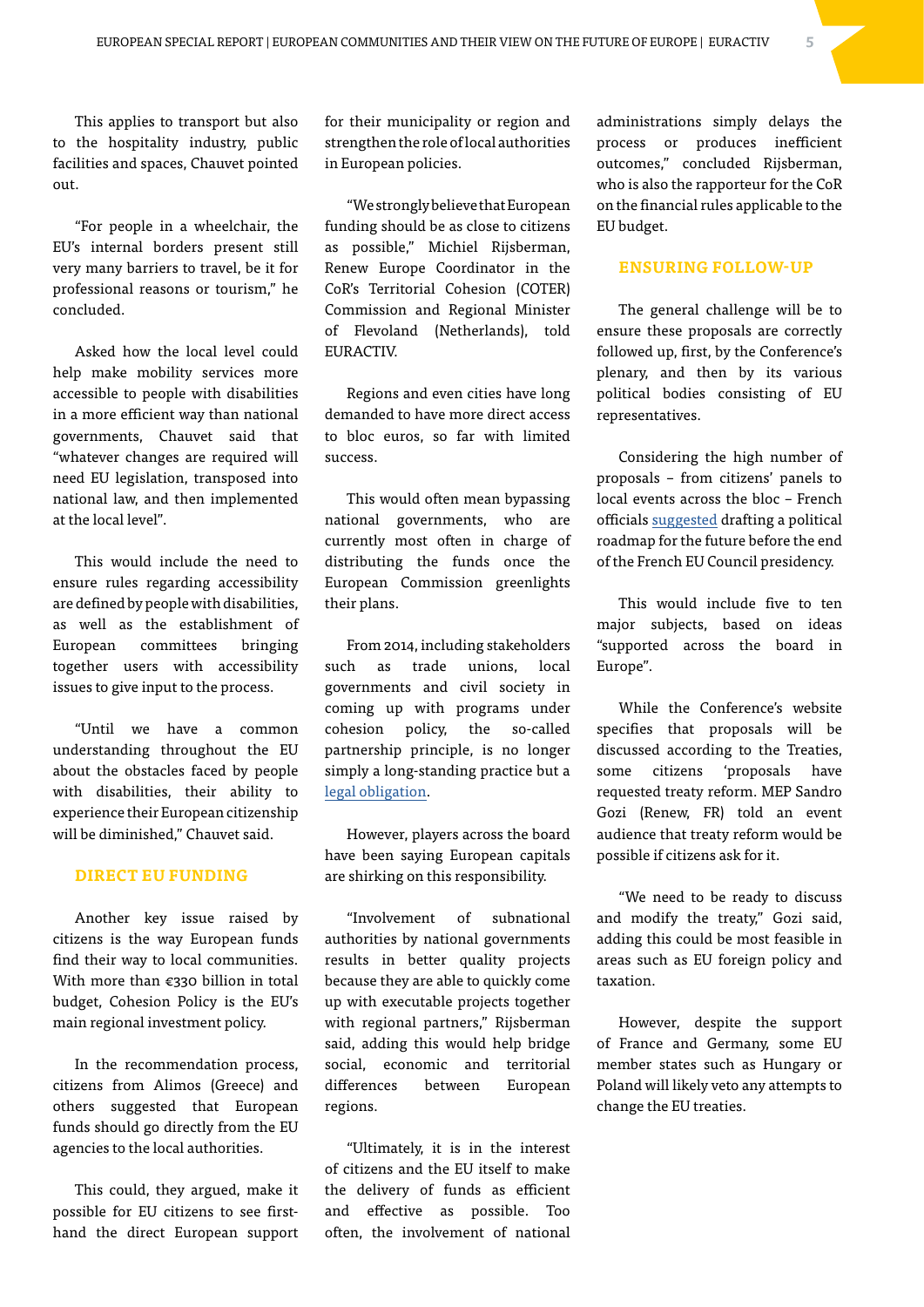This applies to transport but also to the hospitality industry, public facilities and spaces, Chauvet pointed out.

"For people in a wheelchair, the EU's internal borders present still very many barriers to travel, be it for professional reasons or tourism," he concluded.

Asked how the local level could help make mobility services more accessible to people with disabilities in a more efficient way than national governments, Chauvet said that "whatever changes are required will need EU legislation, transposed into national law, and then implemented at the local level".

This would include the need to ensure rules regarding accessibility are defined by people with disabilities, as well as the establishment of European committees bringing together users with accessibility issues to give input to the process.

"Until we have a common understanding throughout the EU about the obstacles faced by people with disabilities, their ability to experience their European citizenship will be diminished," Chauvet said.

## DIRECT EU FUNDING

Another key issue raised by citizens is the way European funds find their way to local communities. With more than €330 billion in total budget, Cohesion Policy is the EU's main regional investment policy.

In the recommendation process, citizens from Alimos (Greece) and others suggested that European funds should go directly from the EU agencies to the local authorities.

This could, they argued, make it possible for EU citizens to see first-hand the direct European support for their municipality or region and strengthen the role of local authorities in European policies.

"We strongly believe that European funding should be as close to citizens as possible," Michiel Rijsberman, Renew Europe Coordinator in the CoR's Territorial Cohesion (COTER) Commission and Regional Minister of Flevoland (Netherlands), told EURACTIV.

Regions and even cities have long demanded to have more direct access to bloc euros, so far with limited success.

This would often mean bypassing national governments, who are currently most often in charge of distributing the funds once the European Commission greenlights their plans.

From 2014, including stakeholders such as trade unions, local governments and civil society in coming up with programs under cohesion policy, the so-called partnership principle, is no longer simply a long-standing practice but a legal obligation.

However, players across the board have been saying European capitals are shirking on this responsibility.

"Involvement of subnational authorities by national governments results in better quality projects because they are able to quickly come up with executable projects together with regional partners," Rijsberman said, adding this would help bridge social, economic and territorial differences between European regions.

"Ultimately, it is in the interest of citizens and the EU itself to make the delivery of funds as efficient and effective as possible. Too often, the involvement of national administrations simply delays the process or produces inefficient outcomes," concluded Rijsberman, who is also the rapporteur for the CoR on the financial rules applicable to the EU budget.

## ENSURING FOLLOW-UP

The general challenge will be to ensure these proposals are correctly followed up, first, by the Conference's plenary, and then by its various political bodies consisting of EU representatives.

Considering the high number of proposals – from citizens' panels to local events across the bloc – French officials suggested drafting a political roadmap for the future before the end of the French EU Council presidency.

This would include five to ten major subjects, based on ideas "supported across the board in Europe".

While the Conference's website specifies that proposals will be discussed according to the Treaties, some citizens 'proposals have requested treaty reform. MEP Sandro Gozi (Renew, FR) told an event audience that treaty reform would be possible if citizens ask for it.

"We need to be ready to discuss and modify the treaty," Gozi said, adding this could be most feasible in areas such as EU foreign policy and taxation.

However, despite the support of France and Germany, some EU member states such as Hungary or Poland will likely veto any attempts to change the EU treaties.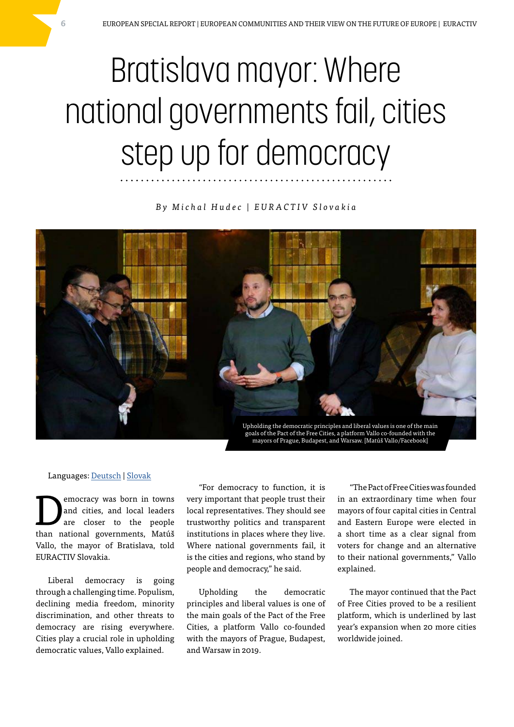# Bratislava mayor: Where national governments fail, cities step up for democracy

*By Michal Hudec | EURACTIV Slovakia*

Upholding the democratic principles and liberal values is one of the main goals of the Pact of the Free Cities, a platform Vallo co-founded with the mayors of Prague, Budapest, and Warsaw. [Matúš Vallo/Facebook]

Languages: Deutsch | Slovak

Democracy was born in towns and cities, and local leaders are closer to the people than national governments, Matúš Vallo, the mayor of Bratislava, told EURACTIV Slovakia.

Liberal democracy is going through a challenging time. Populism, declining media freedom, minority discrimination, and other threats to democracy are rising everywhere. Cities play a crucial role in upholding democratic values, Vallo explained.

"For democracy to function, it is very important that people trust their local representatives. They should see trustworthy politics and transparent institutions in places where they live. Where national governments fail, it is the cities and regions, who stand by people and democracy," he said.

Upholding the democratic principles and liberal values is one of the main goals of the Pact of the Free Cities, a platform Vallo co-founded with the mayors of Prague, Budapest, and Warsaw in 2019.

"The Pact of Free Cities was founded in an extraordinary time when four mayors of four capital cities in Central and Eastern Europe were elected in a short time as a clear signal from voters for change and an alternative to their national governments," Vallo explained.

The mayor continued that the Pact of Free Cities proved to be a resilient platform, which is underlined by last year's expansion when 20 more cities worldwide joined.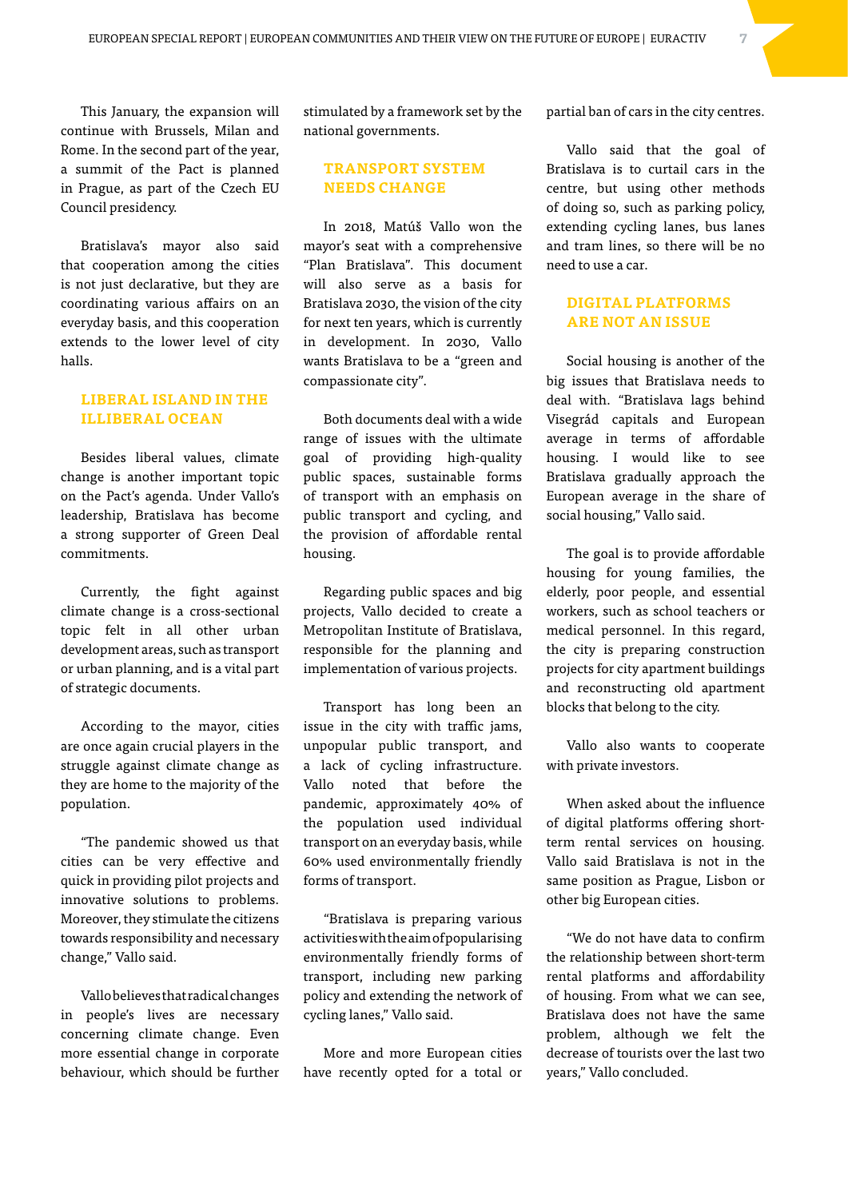This January, the expansion will continue with Brussels, Milan and Rome. In the second part of the year, a summit of the Pact is planned in Prague, as part of the Czech EU Council presidency.

Bratislava's mayor also said that cooperation among the cities is not just declarative, but they are coordinating various affairs on an everyday basis, and this cooperation extends to the lower level of city halls.

## LIBERAL ISLAND IN THE ILLIBERAL OCEAN

Besides liberal values, climate change is another important topic on the Pact's agenda. Under Vallo's leadership, Bratislava has become a strong supporter of Green Deal commitments.

Currently, the fight against climate change is a cross-sectional topic felt in all other urban development areas, such as transport or urban planning, and is a vital part of strategic documents.

According to the mayor, cities are once again crucial players in the struggle against climate change as they are home to the majority of the population.

"The pandemic showed us that cities can be very effective and quick in providing pilot projects and innovative solutions to problems. Moreover, they stimulate the citizens towards responsibility and necessary change," Vallo said.

Vallo believes that radical changes in people's lives are necessary concerning climate change. Even more essential change in corporate behaviour, which should be further stimulated by a framework set by the national governments.

## TRANSPORT SYSTEM NEEDS CHANGE

In 2018, Matúš Vallo won the mayor's seat with a comprehensive "Plan Bratislava". This document will also serve as a basis for Bratislava 2030, the vision of the city for next ten years, which is currently in development. In 2030, Vallo wants Bratislava to be a "green and compassionate city".

Both documents deal with a wide range of issues with the ultimate goal of providing high-quality public spaces, sustainable forms of transport with an emphasis on public transport and cycling, and the provision of affordable rental housing.

Regarding public spaces and big projects, Vallo decided to create a Metropolitan Institute of Bratislava, responsible for the planning and implementation of various projects.

Transport has long been an issue in the city with traffic jams, unpopular public transport, and a lack of cycling infrastructure. Vallo noted that before the pandemic, approximately 40% of the population used individual transport on an everyday basis, while 60% used environmentally friendly forms of transport.

"Bratislava is preparing various activities with the aim of popularising environmentally friendly forms of transport, including new parking policy and extending the network of cycling lanes," Vallo said.

More and more European cities have recently opted for a total or partial ban of cars in the city centres.

Vallo said that the goal of Bratislava is to curtail cars in the centre, but using other methods of doing so, such as parking policy, extending cycling lanes, bus lanes and tram lines, so there will be no need to use a car.

## DIGITAL PLATFORMS ARE NOT AN ISSUE

Social housing is another of the big issues that Bratislava needs to deal with. "Bratislava lags behind Visegrád capitals and European average in terms of affordable housing. I would like to see Bratislava gradually approach the European average in the share of social housing," Vallo said.

The goal is to provide affordable housing for young families, the elderly, poor people, and essential workers, such as school teachers or medical personnel. In this regard, the city is preparing construction projects for city apartment buildings and reconstructing old apartment blocks that belong to the city.

Vallo also wants to cooperate with private investors.

When asked about the influence of digital platforms offering short-term rental services on housing. Vallo said Bratislava is not in the same position as Prague, Lisbon or other big European cities.

"We do not have data to confirm the relationship between short-term rental platforms and affordability of housing. From what we can see, Bratislava does not have the same problem, although we felt the decrease of tourists over the last two years," Vallo concluded.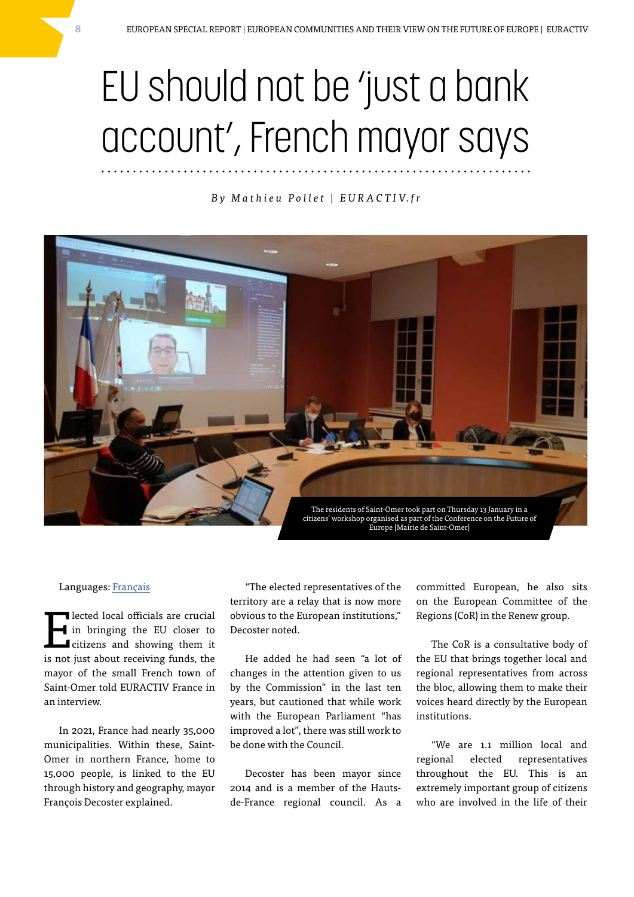# EU should not be 'just a bank account', French mayor says

*By Mathieu Pollet | EURACTIV.fr*

The residents of Saint-Omer took part on Thursday 13 January in a citizens' workshop organised as part of the Conference on the Future of Europe [Mairie de Saint-Omer]

Languages: Français

Elected local officials are crucial in bringing the EU closer to citizens and showing them it is not just about receiving funds, the mayor of the small French town of Saint-Omer told EURACTIV France in an interview.

In 2021, France had nearly 35,000 municipalities. Within these, Saint-Omer in northern France, home to 15,000 people, is linked to the EU through history and geography, mayor François Decoster explained.

"The elected representatives of the territory are a relay that is now more obvious to the European institutions," Decoster noted.

He added he had seen "a lot of changes in the attention given to us by the Commission" in the last ten years, but cautioned that while work with the European Parliament "has improved a lot", there was still work to be done with the Council.

Decoster has been mayor since 2014 and is a member of the Hauts-de-France regional council. As a committed European, he also sits on the European Committee of the Regions (CoR) in the Renew group.

The CoR is a consultative body of the EU that brings together local and regional representatives from across the bloc, allowing them to make their voices heard directly by the European institutions.

"We are 1.1 million local and regional elected representatives throughout the EU. This is an extremely important group of citizens who are involved in the life of their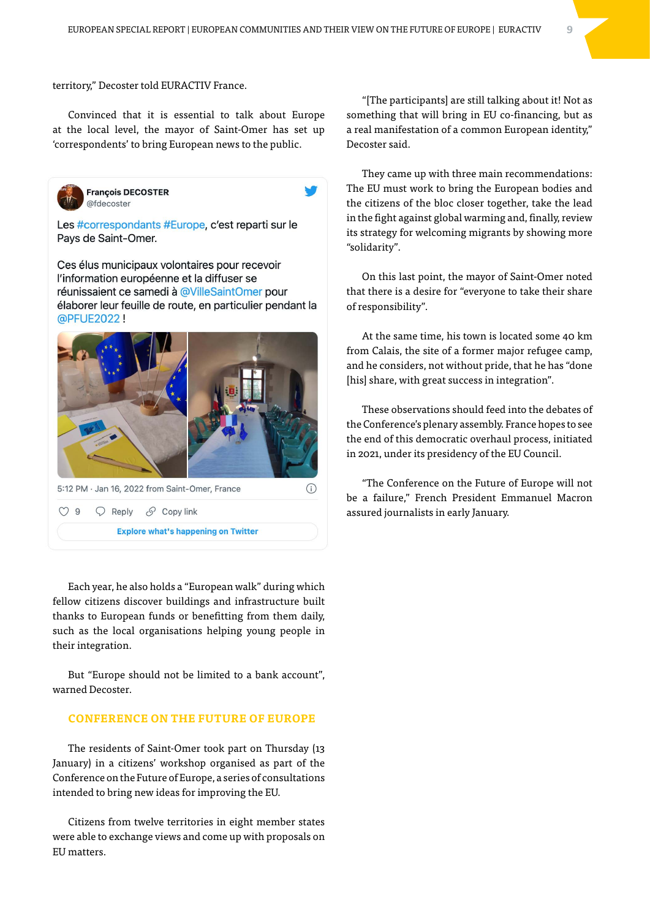territory," Decoster told EURACTIV France.

Convinced that it is essential to talk about Europe at the local level, the mayor of Saint-Omer has set up 'correspondents' to bring European news to the public.

> **François DECOSTER**
> @fdecoster
>
> Les #correspondants #Europe, c'est reparti sur le Pays de Saint-Omer.
>
> Ces élus municipaux volontaires pour recevoir l'information européenne et la diffuser se réunissaient ce samedi à @VilleSaintOmer pour élaborer leur feuille de route, en particulier pendant la @PFUE2022 !
>
> 5:12 PM · Jan 16, 2022 from Saint-Omer, France
>
> 9 Reply Copy link
>
> Explore what's happening on Twitter

Each year, he also holds a "European walk" during which fellow citizens discover buildings and infrastructure built thanks to European funds or benefitting from them daily, such as the local organisations helping young people in their integration.

But "Europe should not be limited to a bank account", warned Decoster.

## CONFERENCE ON THE FUTURE OF EUROPE

The residents of Saint-Omer took part on Thursday (13 January) in a citizens' workshop organised as part of the Conference on the Future of Europe, a series of consultations intended to bring new ideas for improving the EU.

Citizens from twelve territories in eight member states were able to exchange views and come up with proposals on EU matters.

"[The participants] are still talking about it! Not as something that will bring in EU co-financing, but as a real manifestation of a common European identity," Decoster said.

They came up with three main recommendations: The EU must work to bring the European bodies and the citizens of the bloc closer together, take the lead in the fight against global warming and, finally, review its strategy for welcoming migrants by showing more "solidarity".

On this last point, the mayor of Saint-Omer noted that there is a desire for "everyone to take their share of responsibility".

At the same time, his town is located some 40 km from Calais, the site of a former major refugee camp, and he considers, not without pride, that he has "done [his] share, with great success in integration".

These observations should feed into the debates of the Conference's plenary assembly. France hopes to see the end of this democratic overhaul process, initiated in 2021, under its presidency of the EU Council.

"The Conference on the Future of Europe will not be a failure," French President Emmanuel Macron assured journalists in early January.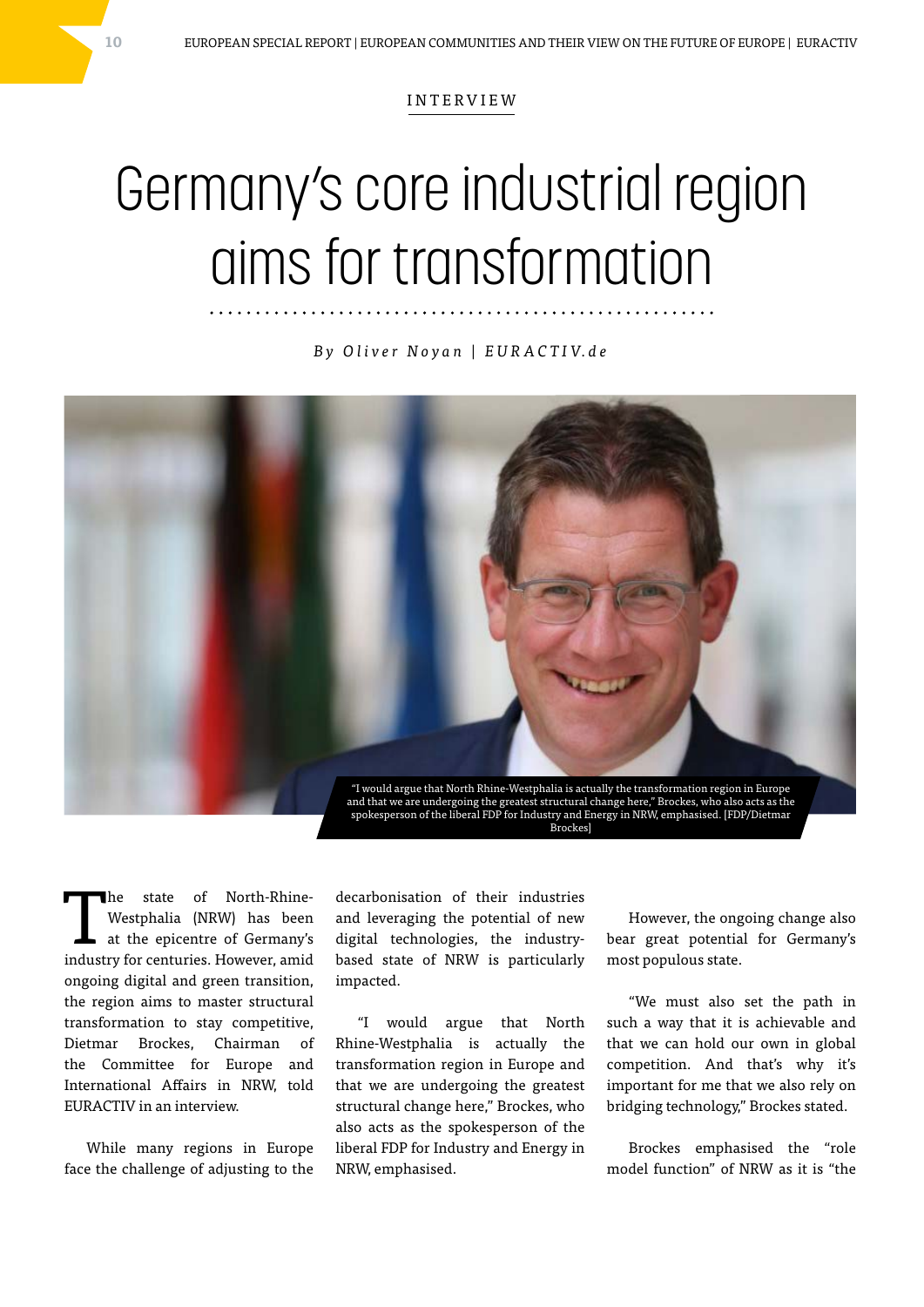INTERVIEW

# Germany's core industrial region aims for transformation

*By Oliver Noyan | EURACTIV.de*

"I would argue that North Rhine-Westphalia is actually the transformation region in Europe and that we are undergoing the greatest structural change here," Brockes, who also acts as the spokesperson of the liberal FDP for Industry and Energy in NRW, emphasised. [FDP/Dietmar Brockes]

The state of North-Rhine-Westphalia (NRW) has been at the epicentre of Germany's industry for centuries. However, amid ongoing digital and green transition, the region aims to master structural transformation to stay competitive, Dietmar Brockes, Chairman of the Committee for Europe and International Affairs in NRW, told EURACTIV in an interview.

While many regions in Europe face the challenge of adjusting to the decarbonisation of their industries and leveraging the potential of new digital technologies, the industry-based state of NRW is particularly impacted.

"I would argue that North Rhine-Westphalia is actually the transformation region in Europe and that we are undergoing the greatest structural change here," Brockes, who also acts as the spokesperson of the liberal FDP for Industry and Energy in NRW, emphasised.

However, the ongoing change also bear great potential for Germany's most populous state.

"We must also set the path in such a way that it is achievable and that we can hold our own in global competition. And that's why it's important for me that we also rely on bridging technology," Brockes stated.

Brockes emphasised the "role model function" of NRW as it is "the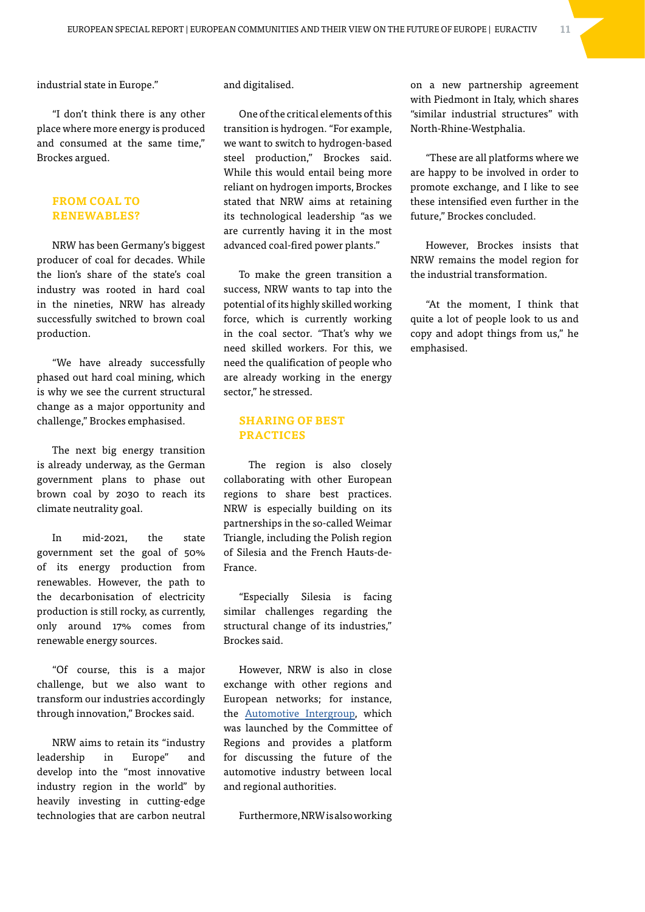industrial state in Europe."

"I don't think there is any other place where more energy is produced and consumed at the same time," Brockes argued.

## FROM COAL TO RENEWABLES?

NRW has been Germany's biggest producer of coal for decades. While the lion's share of the state's coal industry was rooted in hard coal in the nineties, NRW has already successfully switched to brown coal production.

"We have already successfully phased out hard coal mining, which is why we see the current structural change as a major opportunity and challenge," Brockes emphasised.

The next big energy transition is already underway, as the German government plans to phase out brown coal by 2030 to reach its climate neutrality goal.

In mid-2021, the state government set the goal of 50% of its energy production from renewables. However, the path to the decarbonisation of electricity production is still rocky, as currently, only around 17% comes from renewable energy sources.

"Of course, this is a major challenge, but we also want to transform our industries accordingly through innovation," Brockes said.

NRW aims to retain its "industry leadership in Europe" and develop into the "most innovative industry region in the world" by heavily investing in cutting-edge technologies that are carbon neutral and digitalised.

One of the critical elements of this transition is hydrogen. "For example, we want to switch to hydrogen-based steel production," Brockes said. While this would entail being more reliant on hydrogen imports, Brockes stated that NRW aims at retaining its technological leadership "as we are currently having it in the most advanced coal-fired power plants."

To make the green transition a success, NRW wants to tap into the potential of its highly skilled working force, which is currently working in the coal sector. "That's why we need skilled workers. For this, we need the qualification of people who are already working in the energy sector," he stressed.

## SHARING OF BEST PRACTICES

The region is also closely collaborating with other European regions to share best practices. NRW is especially building on its partnerships in the so-called Weimar Triangle, including the Polish region of Silesia and the French Hauts-de-France.

"Especially Silesia is facing similar challenges regarding the structural change of its industries," Brockes said.

However, NRW is also in close exchange with other regions and European networks; for instance, the Automotive Intergroup, which was launched by the Committee of Regions and provides a platform for discussing the future of the automotive industry between local and regional authorities.

Furthermore, NRW is also working on a new partnership agreement with Piedmont in Italy, which shares "similar industrial structures" with North-Rhine-Westphalia.

"These are all platforms where we are happy to be involved in order to promote exchange, and I like to see these intensified even further in the future," Brockes concluded.

However, Brockes insists that NRW remains the model region for the industrial transformation.

"At the moment, I think that quite a lot of people look to us and copy and adopt things from us," he emphasised.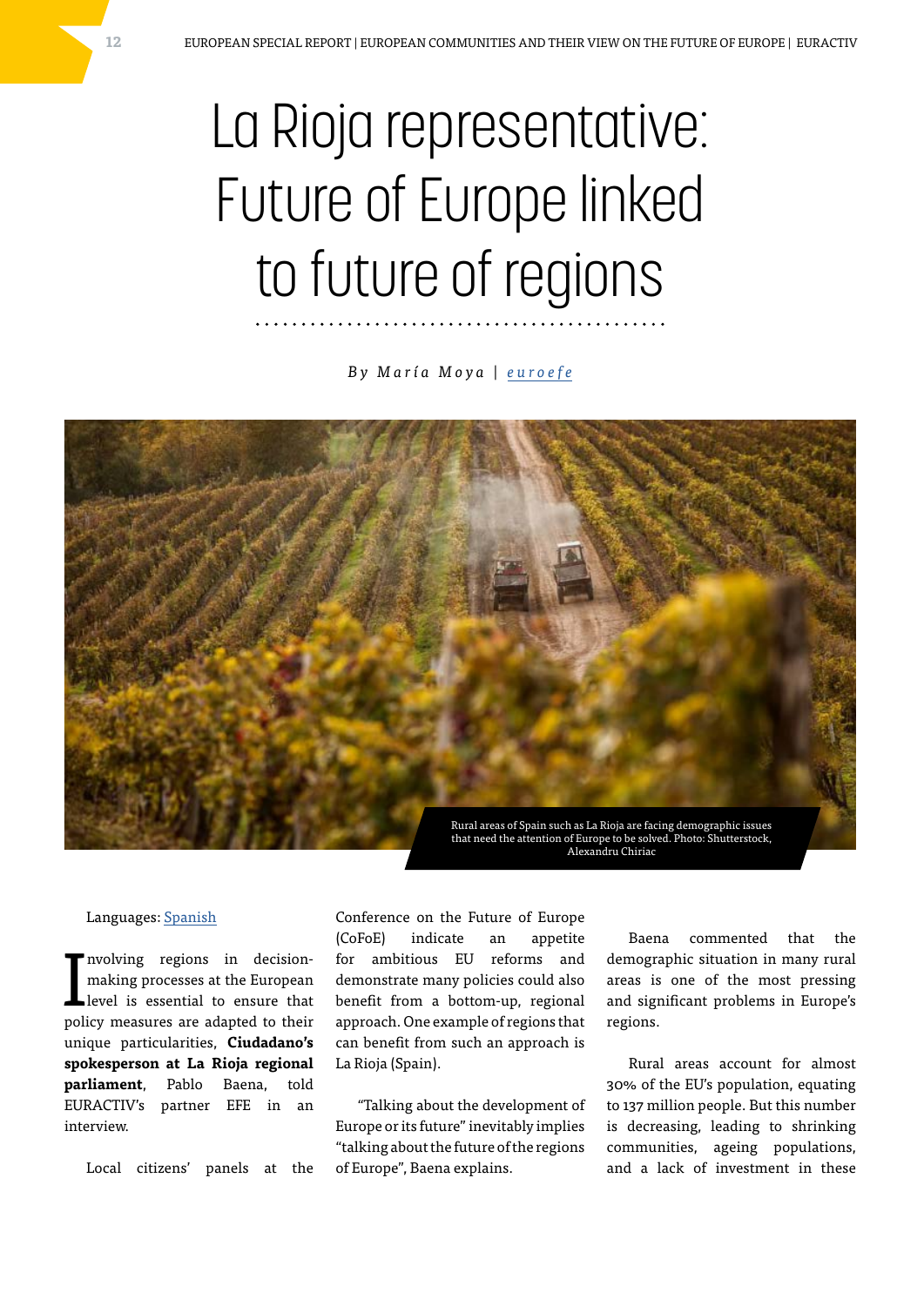# La Rioja representative: Future of Europe linked to future of regions

By María Moya | euroefe

Rural areas of Spain such as La Rioja are facing demographic issues that need the attention of Europe to be solved. Photo: Shutterstock, Alexandru Chiriac

Languages: Spanish

Involving regions in decision-making processes at the European level is essential to ensure that policy measures are adapted to their unique particularities, **Ciudadano's spokesperson at La Rioja regional parliament**, Pablo Baena, told EURACTIV's partner EFE in an interview.

Local citizens' panels at the Conference on the Future of Europe (CoFoE) indicate an appetite for ambitious EU reforms and demonstrate many policies could also benefit from a bottom-up, regional approach. One example of regions that can benefit from such an approach is La Rioja (Spain).

"Talking about the development of Europe or its future" inevitably implies "talking about the future of the regions of Europe", Baena explains.

Baena commented that the demographic situation in many rural areas is one of the most pressing and significant problems in Europe's regions.

Rural areas account for almost 30% of the EU's population, equating to 137 million people. But this number is decreasing, leading to shrinking communities, ageing populations, and a lack of investment in these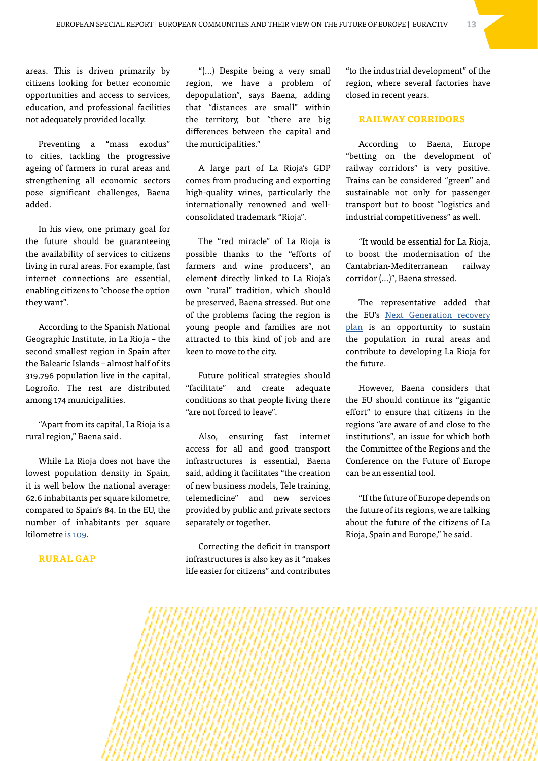areas. This is driven primarily by citizens looking for better economic opportunities and access to services, education, and professional facilities not adequately provided locally.

Preventing a "mass exodus" to cities, tackling the progressive ageing of farmers in rural areas and strengthening all economic sectors pose significant challenges, Baena added.

In his view, one primary goal for the future should be guaranteeing the availability of services to citizens living in rural areas. For example, fast internet connections are essential, enabling citizens to "choose the option they want".

According to the Spanish National Geographic Institute, in La Rioja – the second smallest region in Spain after the Balearic Islands – almost half of its 319,796 population live in the capital, Logroño. The rest are distributed among 174 municipalities.

"Apart from its capital, La Rioja is a rural region," Baena said.

While La Rioja does not have the lowest population density in Spain, it is well below the national average: 62.6 inhabitants per square kilometre, compared to Spain's 84. In the EU, the number of inhabitants per square kilometre [is 109](#).

## RURAL GAP

"(…) Despite being a very small region, we have a problem of depopulation", says Baena, adding that "distances are small" within the territory, but "there are big differences between the capital and the municipalities."

A large part of La Rioja's GDP comes from producing and exporting high-quality wines, particularly the internationally renowned and well-consolidated trademark "Rioja".

The "red miracle" of La Rioja is possible thanks to the "efforts of farmers and wine producers", an element directly linked to La Rioja's own "rural" tradition, which should be preserved, Baena stressed. But one of the problems facing the region is young people and families are not attracted to this kind of job and are keen to move to the city.

Future political strategies should "facilitate" and create adequate conditions so that people living there "are not forced to leave".

Also, ensuring fast internet access for all and good transport infrastructures is essential, Baena said, adding it facilitates "the creation of new business models, Tele training, telemedicine" and new services provided by public and private sectors separately or together.

Correcting the deficit in transport infrastructures is also key as it "makes life easier for citizens" and contributes "to the industrial development" of the region, where several factories have closed in recent years.

## RAILWAY CORRIDORS

According to Baena, Europe "betting on the development of railway corridors" is very positive. Trains can be considered "green" and sustainable not only for passenger transport but to boost "logistics and industrial competitiveness" as well.

"It would be essential for La Rioja, to boost the modernisation of the Cantabrian-Mediterranean railway corridor (…)", Baena stressed.

The representative added that the EU's [Next Generation recovery plan](#) is an opportunity to sustain the population in rural areas and contribute to developing La Rioja for the future.

However, Baena considers that the EU should continue its "gigantic effort" to ensure that citizens in the regions "are aware of and close to the institutions", an issue for which both the Committee of the Regions and the Conference on the Future of Europe can be an essential tool.

"If the future of Europe depends on the future of its regions, we are talking about the future of the citizens of La Rioja, Spain and Europe," he said.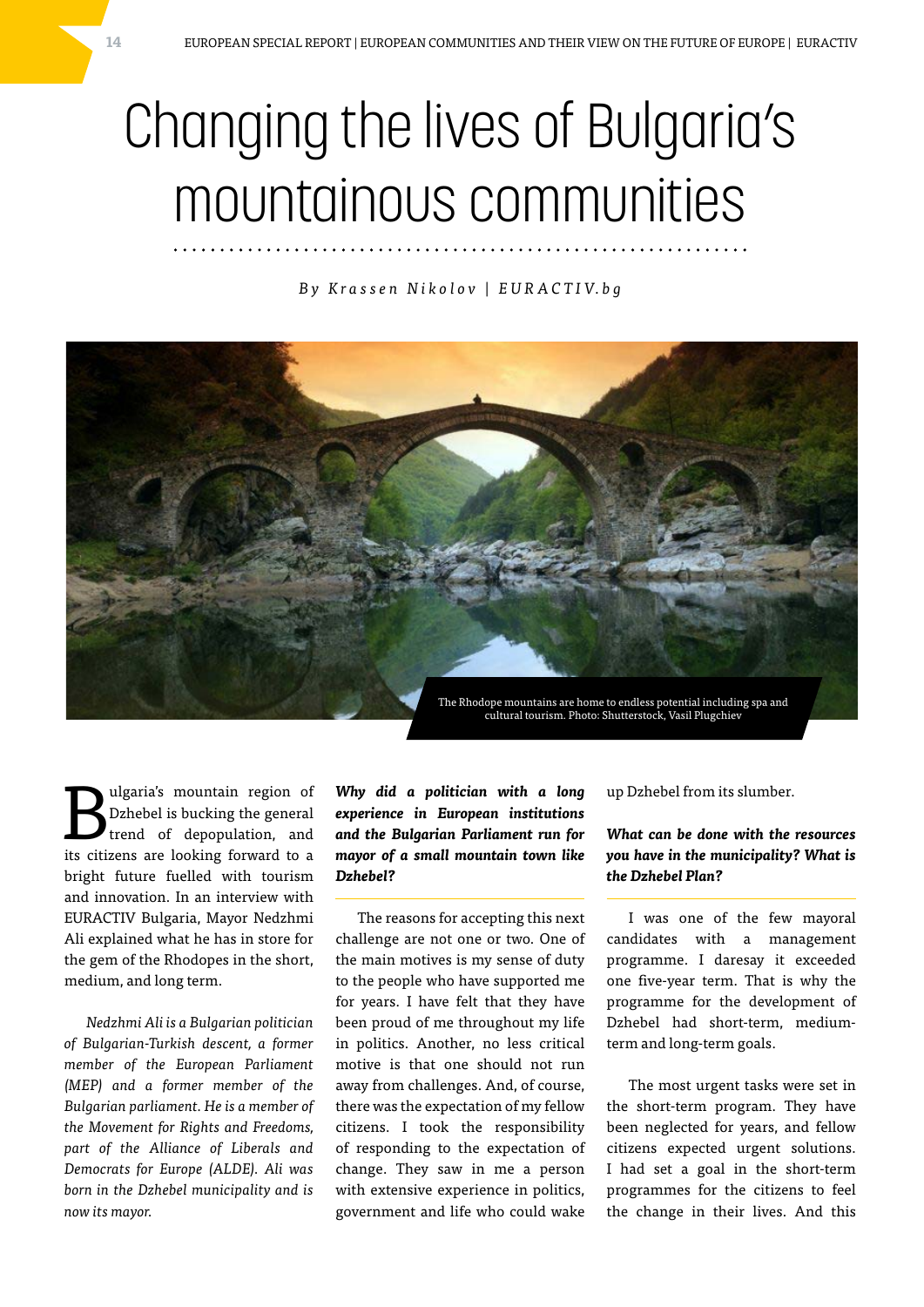# Changing the lives of Bulgaria's mountainous communities

*By Krassen Nikolov | EURACTIV.bg*

The Rhodope mountains are home to endless potential including spa and cultural tourism. Photo: Shutterstock, Vasil Plugchiev

Bulgaria's mountain region of Dzhebel is bucking the general trend of depopulation, and its citizens are looking forward to a bright future fuelled with tourism and innovation. In an interview with EURACTIV Bulgaria, Mayor Nedzhmi Ali explained what he has in store for the gem of the Rhodopes in the short, medium, and long term.

*Nedzhmi Ali is a Bulgarian politician of Bulgarian-Turkish descent, a former member of the European Parliament (MEP) and a former member of the Bulgarian parliament. He is a member of the Movement for Rights and Freedoms, part of the Alliance of Liberals and Democrats for Europe (ALDE). Ali was born in the Dzhebel municipality and is now its mayor.*

***Why did a politician with a long experience in European institutions and the Bulgarian Parliament run for mayor of a small mountain town like Dzhebel?***

The reasons for accepting this next challenge are not one or two. One of the main motives is my sense of duty to the people who have supported me for years. I have felt that they have been proud of me throughout my life in politics. Another, no less critical motive is that one should not run away from challenges. And, of course, there was the expectation of my fellow citizens. I took the responsibility of responding to the expectation of change. They saw in me a person with extensive experience in politics, government and life who could wake up Dzhebel from its slumber.

***What can be done with the resources you have in the municipality? What is the Dzhebel Plan?***

I was one of the few mayoral candidates with a management programme. I daresay it exceeded one five-year term. That is why the programme for the development of Dzhebel had short-term, medium-term and long-term goals.

The most urgent tasks were set in the short-term program. They have been neglected for years, and fellow citizens expected urgent solutions. I had set a goal in the short-term programmes for the citizens to feel the change in their lives. And this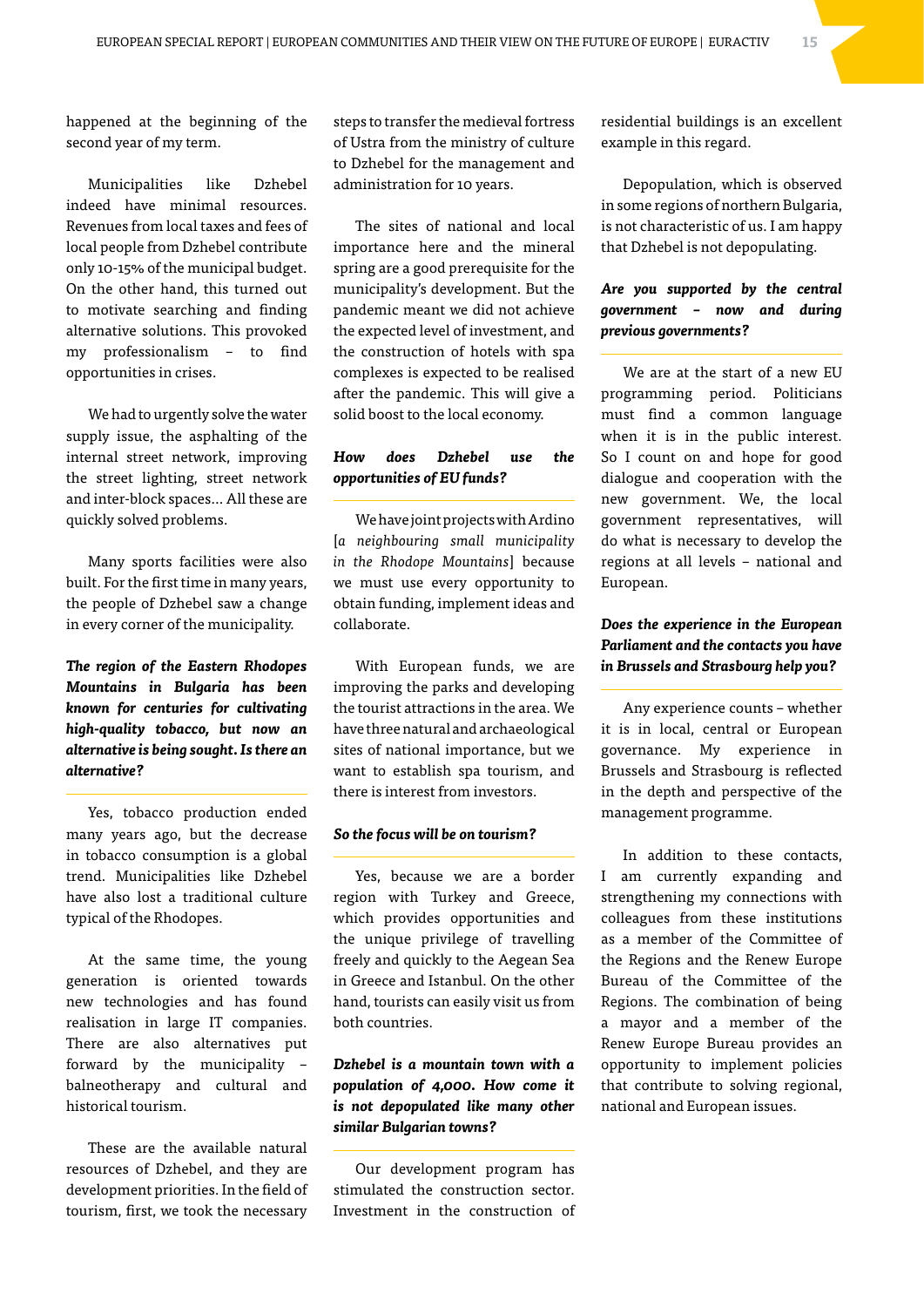happened at the beginning of the second year of my term.

Municipalities like Dzhebel indeed have minimal resources. Revenues from local taxes and fees of local people from Dzhebel contribute only 10-15% of the municipal budget. On the other hand, this turned out to motivate searching and finding alternative solutions. This provoked my professionalism – to find opportunities in crises.

We had to urgently solve the water supply issue, the asphalting of the internal street network, improving the street lighting, street network and inter-block spaces… All these are quickly solved problems.

Many sports facilities were also built. For the first time in many years, the people of Dzhebel saw a change in every corner of the municipality.

***The region of the Eastern Rhodopes Mountains in Bulgaria has been known for centuries for cultivating high-quality tobacco, but now an alternative is being sought. Is there an alternative?***

Yes, tobacco production ended many years ago, but the decrease in tobacco consumption is a global trend. Municipalities like Dzhebel have also lost a traditional culture typical of the Rhodopes.

At the same time, the young generation is oriented towards new technologies and has found realisation in large IT companies. There are also alternatives put forward by the municipality – balneotherapy and cultural and historical tourism.

These are the available natural resources of Dzhebel, and they are development priorities. In the field of tourism, first, we took the necessary steps to transfer the medieval fortress of Ustra from the ministry of culture to Dzhebel for the management and administration for 10 years.

The sites of national and local importance here and the mineral spring are a good prerequisite for the municipality's development. But the pandemic meant we did not achieve the expected level of investment, and the construction of hotels with spa complexes is expected to be realised after the pandemic. This will give a solid boost to the local economy.

***How does Dzhebel use the opportunities of EU funds?***

We have joint projects with Ardino [*a neighbouring small municipality in the Rhodope Mountains*] because we must use every opportunity to obtain funding, implement ideas and collaborate.

With European funds, we are improving the parks and developing the tourist attractions in the area. We have three natural and archaeological sites of national importance, but we want to establish spa tourism, and there is interest from investors.

***So the focus will be on tourism?***

Yes, because we are a border region with Turkey and Greece, which provides opportunities and the unique privilege of travelling freely and quickly to the Aegean Sea in Greece and Istanbul. On the other hand, tourists can easily visit us from both countries.

***Dzhebel is a mountain town with a population of 4,000. How come it is not depopulated like many other similar Bulgarian towns?***

Our development program has stimulated the construction sector. Investment in the construction of residential buildings is an excellent example in this regard.

Depopulation, which is observed in some regions of northern Bulgaria, is not characteristic of us. I am happy that Dzhebel is not depopulating.

***Are you supported by the central government – now and during previous governments?***

We are at the start of a new EU programming period. Politicians must find a common language when it is in the public interest. So I count on and hope for good dialogue and cooperation with the new government. We, the local government representatives, will do what is necessary to develop the regions at all levels – national and European.

***Does the experience in the European Parliament and the contacts you have in Brussels and Strasbourg help you?***

Any experience counts – whether it is in local, central or European governance. My experience in Brussels and Strasbourg is reflected in the depth and perspective of the management programme.

In addition to these contacts, I am currently expanding and strengthening my connections with colleagues from these institutions as a member of the Committee of the Regions and the Renew Europe Bureau of the Committee of the Regions. The combination of being a mayor and a member of the Renew Europe Bureau provides an opportunity to implement policies that contribute to solving regional, national and European issues.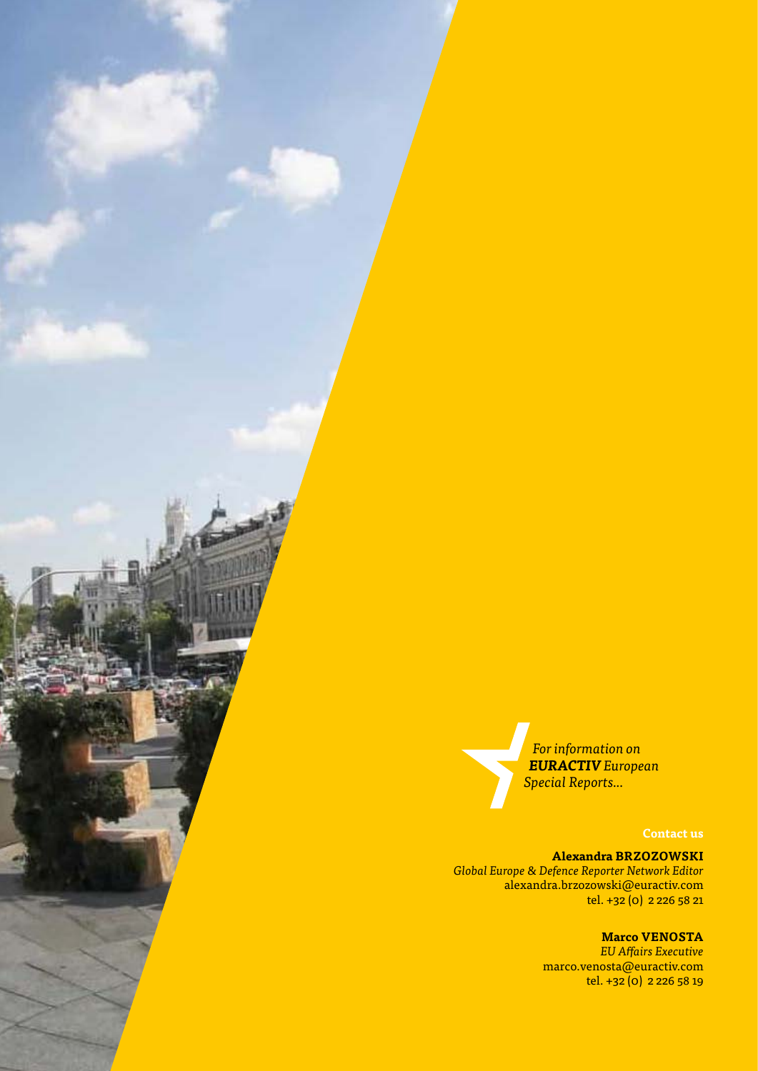*For information on*
***EURACTIV** European*
*Special Reports...*

**Contact us**

**Alexandra BRZOZOWSKI**
*Global Europe & Defence Reporter Network Editor*
alexandra.brzozowski@euractiv.com
tel. +32 (0) 2 226 58 21

**Marco VENOSTA**
*EU Affairs Executive*
marco.venosta@euractiv.com
tel. +32 (0) 2 226 58 19